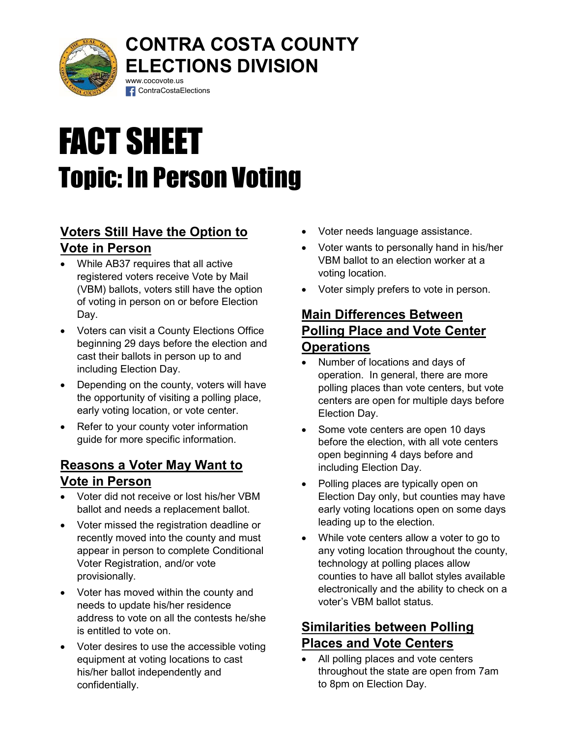# CONTRA COSTA COUNTY ELECTIONS DIVISION

www.cocovote.us

ContraCostaElections

# FACT SHEET

# Topic: In Person Voting

## Voters Still Have the Option to Vote in Person

- While AB37 requires that all active registered voters receive Vote by Mail (VBM) ballots, voters still have the option of voting in person on or before Election Day.
- Voters can visit a County Elections Office beginning 29 days before the election and cast their ballots in person up to and including Election Day.
- Depending on the county, voters will have the opportunity of visiting a polling place, early voting location, or vote center.
- Refer to your county voter information guide for more specific information.

## Reasons a Voter May Want to Vote in Person

- Voter did not receive or lost his/her VBM ballot and needs a replacement ballot.
- Voter missed the registration deadline or recently moved into the county and must appear in person to complete Conditional Voter Registration, and/or vote provisionally.
- Voter has moved within the county and needs to update his/her residence address to vote on all the contests he/she is entitled to vote on.
- Voter desires to use the accessible voting equipment at voting locations to cast his/her ballot independently and confidentially.
- Voter needs language assistance.
- Voter wants to personally hand in his/her VBM ballot to an election worker at a voting location.
- Voter simply prefers to vote in person.

## Main Differences Between Polling Place and Vote Center Operations

- Number of locations and days of operation. In general, there are more polling places than vote centers, but vote centers are open for multiple days before Election Day.
- Some vote centers are open 10 days before the election, with all vote centers open beginning 4 days before and including Election Day.
- Polling places are typically open on Election Day only, but counties may have early voting locations open on some days leading up to the election.
- While vote centers allow a voter to go to any voting location throughout the county, technology at polling places allow counties to have all ballot styles available electronically and the ability to check on a voter's VBM ballot status.

## Similarities between Polling Places and Vote Centers

- All polling places and vote centers throughout the state are open from 7am to 8pm on Election Day.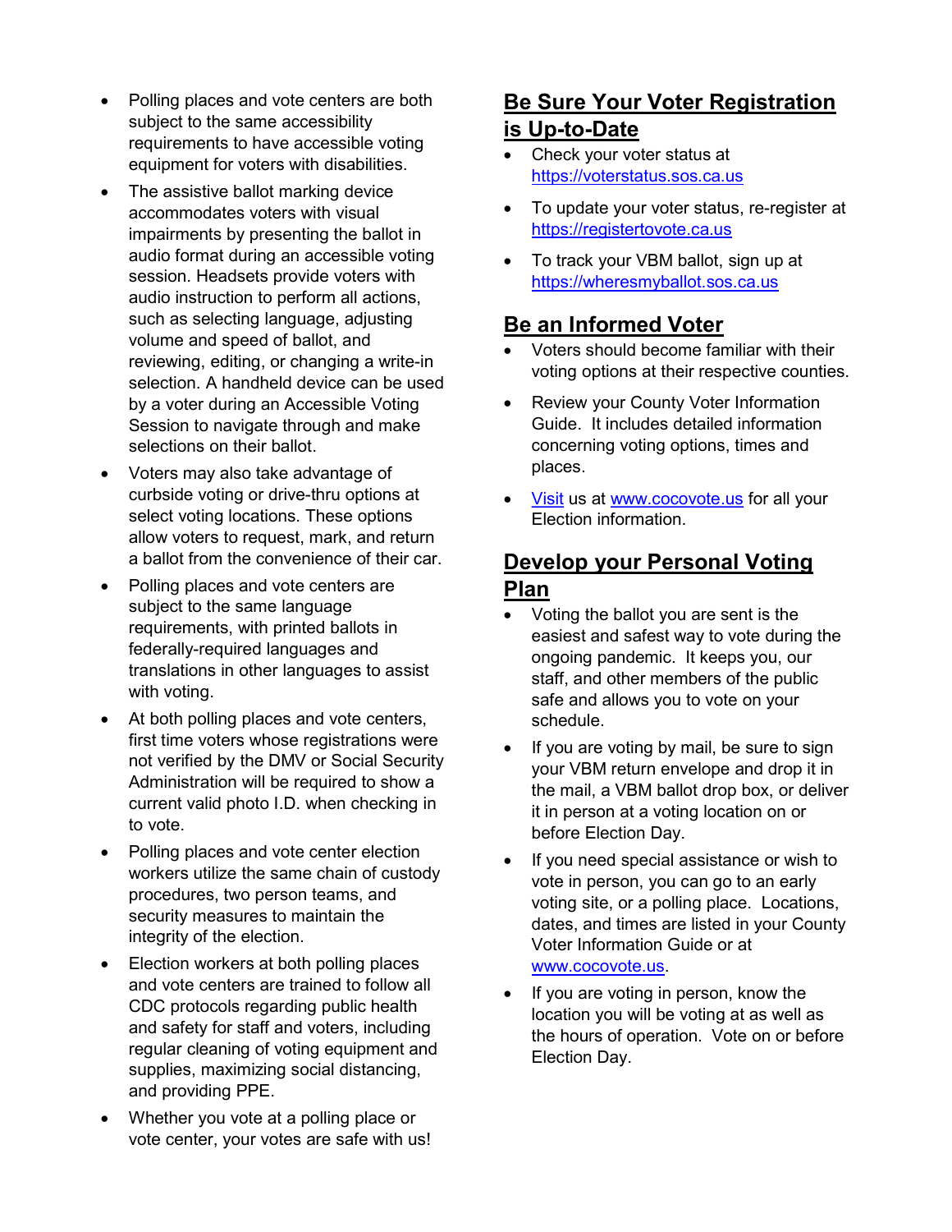- Polling places and vote centers are both subject to the same accessibility requirements to have accessible voting equipment for voters with disabilities.
- The assistive ballot marking device accommodates voters with visual impairments by presenting the ballot in audio format during an accessible voting session. Headsets provide voters with audio instruction to perform all actions, such as selecting language, adjusting volume and speed of ballot, and reviewing, editing, or changing a write-in selection. A handheld device can be used by a voter during an Accessible Voting Session to navigate through and make selections on their ballot.
- Voters may also take advantage of curbside voting or drive-thru options at select voting locations. These options allow voters to request, mark, and return a ballot from the convenience of their car.
- Polling places and vote centers are subject to the same language requirements, with printed ballots in federally-required languages and translations in other languages to assist with voting.
- At both polling places and vote centers, first time voters whose registrations were not verified by the DMV or Social Security Administration will be required to show a current valid photo I.D. when checking in to vote.
- Polling places and vote center election workers utilize the same chain of custody procedures, two person teams, and security measures to maintain the integrity of the election.
- Election workers at both polling places and vote centers are trained to follow all CDC protocols regarding public health and safety for staff and voters, including regular cleaning of voting equipment and supplies, maximizing social distancing, and providing PPE.
- Whether you vote at a polling place or vote center, your votes are safe with us!

## Be Sure Your Voter Registration is Up-to-Date

- Check your voter status at https://voterstatus.sos.ca.us
- To update your voter status, re-register at https://registertovote.ca.us
- To track your VBM ballot, sign up at https://wheresmyballot.sos.ca.us

## Be an Informed Voter

- Voters should become familiar with their voting options at their respective counties.
- Review your County Voter Information Guide. It includes detailed information concerning voting options, times and places.
- Visit us at www.cocovote.us for all your Election information.

## Develop your Personal Voting Plan

- Voting the ballot you are sent is the easiest and safest way to vote during the ongoing pandemic. It keeps you, our staff, and other members of the public safe and allows you to vote on your schedule.
- If you are voting by mail, be sure to sign your VBM return envelope and drop it in the mail, a VBM ballot drop box, or deliver it in person at a voting location on or before Election Day.
- If you need special assistance or wish to vote in person, you can go to an early voting site, or a polling place. Locations, dates, and times are listed in your County Voter Information Guide or at www.cocovote.us.
- If you are voting in person, know the location you will be voting at as well as the hours of operation. Vote on or before Election Day.